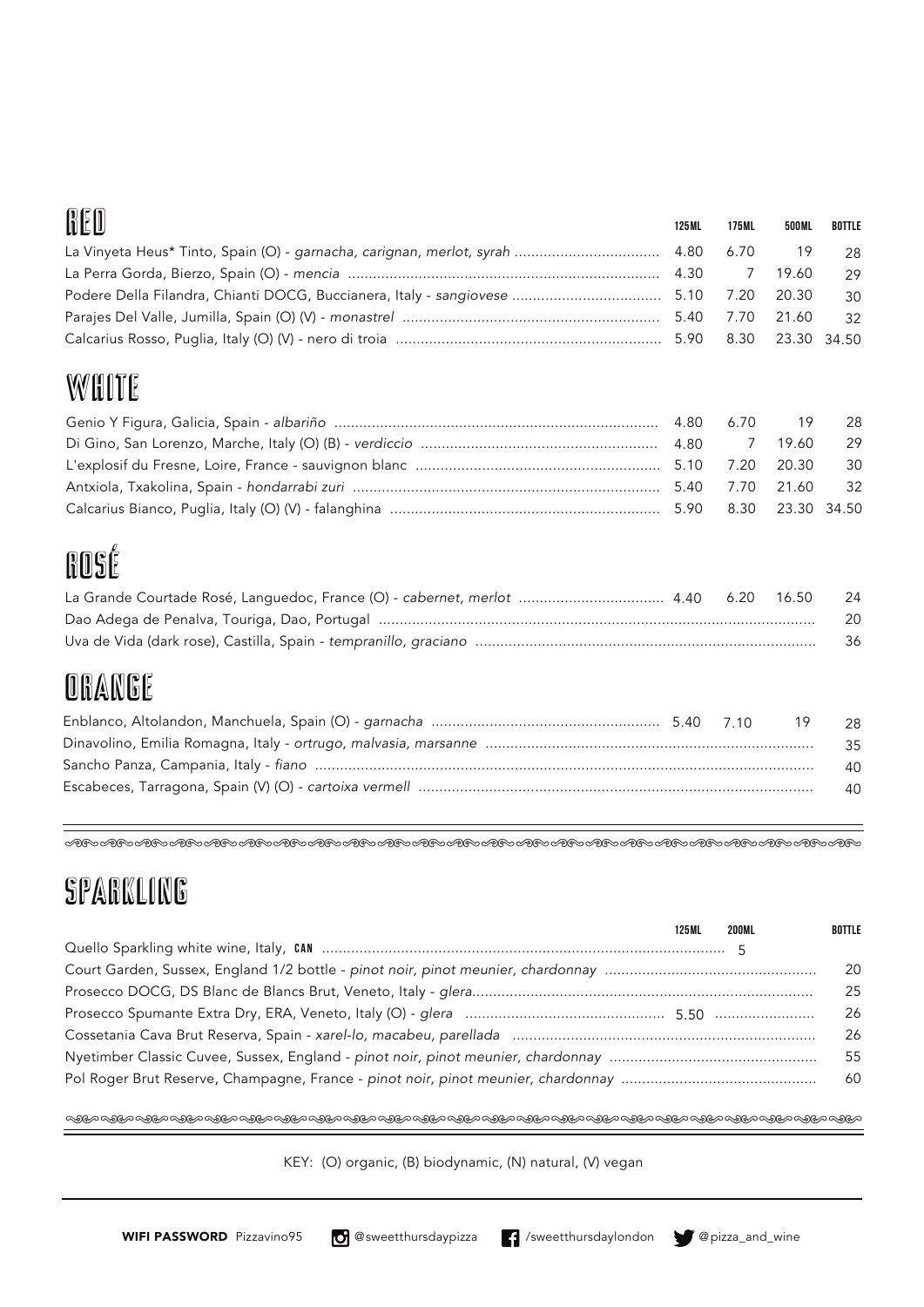## RED

| | 125ML | 175ML | 500ML | BOTTLE |
|---|---|---|---|---|
| La Vinyeta Heus* Tinto, Spain (O) - *garnacha, carignan, merlot, syrah* | 4.80 | 6.70 | 19 | 28 |
| La Perra Gorda, Bierzo, Spain (O) - *mencia* | 4.30 | 7 | 19.60 | 29 |
| Podere Della Filandra, Chianti DOCG, Buccianera, Italy - *sangiovese* | 5.10 | 7.20 | 20.30 | 30 |
| Parajes Del Valle, Jumilla, Spain (O) (V) - *monastrel* | 5.40 | 7.70 | 21.60 | 32 |
| Calcarius Rosso, Puglia, Italy (O) (V) - nero di troia | 5.90 | 8.30 | 23.30 | 34.50 |

## WHITE

| | 125ML | 175ML | 500ML | BOTTLE |
|---|---|---|---|---|
| Genio Y Figura, Galicia, Spain - *albariño* | 4.80 | 6.70 | 19 | 28 |
| Di Gino, San Lorenzo, Marche, Italy (O) (B) - *verdiccio* | 4.80 | 7 | 19.60 | 29 |
| L'explosif du Fresne, Loire, France - sauvignon blanc | 5.10 | 7.20 | 20.30 | 30 |
| Antxiola, Txakolina, Spain - *hondarrabi zuri* | 5.40 | 7.70 | 21.60 | 32 |
| Calcarius Bianco, Puglia, Italy (O) (V) - falanghina | 5.90 | 8.30 | 23.30 | 34.50 |

## ROSÉ

| | 125ML | 175ML | 500ML | BOTTLE |
|---|---|---|---|---|
| La Grande Courtade Rosé, Languedoc, France (O) - *cabernet, merlot* | 4.40 | 6.20 | 16.50 | 24 |
| Dao Adega de Penalva, Touriga, Dao, Portugal | | | | 20 |
| Uva de Vida (dark rose), Castilla, Spain - *tempranillo, graciano* | | | | 36 |

## ORANGE

| | 125ML | 175ML | 500ML | BOTTLE |
|---|---|---|---|---|
| Enblanco, Altolandon, Manchuela, Spain (O) - *garnacha* | 5.40 | 7.10 | 19 | 28 |
| Dinavolino, Emilia Romagna, Italy - *ortrugo, malvasia, marsanne* | | | | 35 |
| Sancho Panza, Campania, Italy - *fiano* | | | | 40 |
| Escabeces, Tarragona, Spain (V) (O) - *cartoixa vermell* | | | | 40 |

## SPARKLING

| | 125ML | 200ML | BOTTLE |
|---|---|---|---|
| Quello Sparkling white wine, Italy, **CAN** | | 5 | |
| Court Garden, Sussex, England 1/2 bottle - *pinot noir, pinot meunier, chardonnay* | | | 20 |
| Prosecco DOCG, DS Blanc de Blancs Brut, Veneto, Italy - *glera* | | | 25 |
| Prosecco Spumante Extra Dry, ERA, Veneto, Italy (O) - *glera* | 5.50 | | 26 |
| Cossetania Cava Brut Reserva, Spain - *xarel-lo, macabeu, parellada* | | | 26 |
| Nyetimber Classic Cuvee, Sussex, England - *pinot noir, pinot meunier, chardonnay* | | | 55 |
| Pol Roger Brut Reserve, Champagne, France - *pinot noir, pinot meunier, chardonnay* | | | 60 |

KEY: (O) organic, (B) biodynamic, (N) natural, (V) vegan

**WIFI PASSWORD** Pizzavino95 @sweetthursdaypizza /sweetthursdaylondon @pizza_and_wine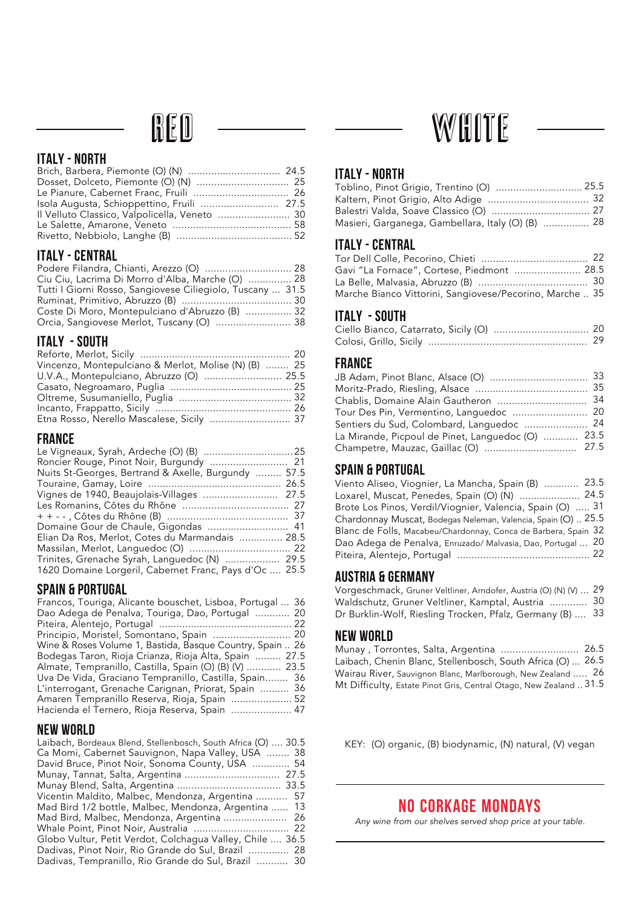# RED

## ITALY - NORTH

Brich, Barbera, Piemonte (O) (N) ... 24.5
Dosset, Dolceto, Piemonte (O) (N) ... 25
Le Pianure, Cabernet Franc, Fruili ... 26
Isola Augusta, Schioppettino, Fruili ... 27.5
Il Velluto Classico, Valpolicella, Veneto ... 30
Le Salette, Amarone, Veneto ... 58
Rivetto, Nebbiolo, Langhe (B) ... 52

## ITALY - CENTRAL

Podere Filandra, Chianti, Arezzo (O) ... 28
Ciu Ciu, Lacrima Di Morro d'Alba, Marche (O) ... 28
Tutti I Giorni Rosso, Sangiovese Ciliegiolo, Tuscany ... 31.5
Ruminat, Primitivo, Abruzzo (B) ... 30
Coste Di Moro, Montepulciano d'Abruzzo (B) ... 32
Orcia, Sangiovese Merlot, Tuscany (O) ... 38

## ITALY - SOUTH

Reforte, Merlot, Sicily ... 20
Vincenzo, Montepulciano & Merlot, Molise (N) (B) ... 25
U.V.A., Montepulciano, Abruzzo (O) ... 25.5
Casato, Negroamaro, Puglia ... 25
Oltreme, Susumaniello, Puglia ... 32
Incanto, Frappatto, Sicily ... 26
Etna Rosso, Nerello Mascalese, Sicily ... 37

## FRANCE

Le Vigneaux, Syrah, Ardeche (O) (B) ... 25
Roncier Rouge, Pinot Noir, Burgundy ... 21
Nuits St-Georges, Bertrand & Axelle, Burgundy ... 57.5
Touraine, Gamay, Loire ... 26.5
Vignes de 1940, Beaujolais-Villages ... 27.5
Les Romanins, Côtes du Rhône ... 27
+ + - - , Côtes du Rhône (B) ... 37
Domaine Gour de Chaule, Gigondas ... 41
Elian Da Ros, Merlot, Cotes du Marmandais ... 28.5
Massilan, Merlot, Languedoc (O) ... 22
Trinites, Grenache Syrah, Languedoc (N) ... 29.5
1620 Domaine Lorgeril, Cabernet Franc, Pays d'Oc ... 25.5

## SPAIN & PORTUGAL

Francos, Touriga, Alicante bouschet, Lisboa, Portugal ... 36
Dao Adega de Penalva, Touriga, Dao, Portugal ... 20
Piteira, Alentejo, Portugal ... 22
Principio, Moristel, Somontano, Spain ... 20
Wine & Roses Volume 1, Bastida, Basque Country, Spain .. 26
Bodegas Taron, Rioja Crianza, Rioja Alta, Spain ... 27.5
Almate, Tempranillo, Castilla, Spain (O) (B) (V) ... 23.5
Uva De Vida, Graciano Tempranillo, Castilla, Spain... 36
L'interrogant, Grenache Carignan, Priorat, Spain ... 36
Amaren Tempranillo Reserva, Rioja, Spain ... 52
Hacienda el Ternero, Rioja Reserva, Spain ... 47

## NEW WORLD

Laibach, Bordeaux Blend, Stellenbosch, South Africa (O) ... 30.5
Ca Momi, Cabernet Sauvignon, Napa Valley, USA ... 38
David Bruce, Pinot Noir, Sonoma County, USA ... 54
Munay, Tannat, Salta, Argentina ... 27.5
Munay Blend, Salta, Argentina ... 33.5
Vicentin Maldito, Malbec, Mendonza, Argentina ... 57
Mad Bird 1/2 bottle, Malbec, Mendonza, Argentina ... 13
Mad Bird, Malbec, Mendonza, Argentina ... 26
Whale Point, Pinot Noir, Australia ... 22
Globo Vultur, Petit Verdot, Colchagua Valley, Chile ... 36.5
Dadivas, Pinot Noir, Rio Grande do Sul, Brazil ... 28
Dadivas, Tempranillo, Rio Grande do Sul, Brazil ... 30

# WHITE

## ITALY - NORTH

Toblino, Pinot Grigio, Trentino (O) ... 25.5
Kaltern, Pinot Grigio, Alto Adige ... 32
Balestri Valda, Soave Classico (O) ... 27
Masieri, Garganega, Gambellara, Italy (O) (B) ... 28

## ITALY - CENTRAL

Tor Dell Colle, Pecorino, Chieti ... 22
Gavi "La Fornace", Cortese, Piedmont ... 28.5
La Belle, Malvasia, Abruzzo (B) ... 30
Marche Bianco Vittorini, Sangiovese/Pecorino, Marche .. 35

## ITALY - SOUTH

Ciello Bianco, Catarrato, Sicily (O) ... 20
Colosi, Grillo, Sicily ... 29

## FRANCE

JB Adam, Pinot Blanc, Alsace (O) ... 33
Moritz-Prado, Riesling, Alsace ... 35
Chablis, Domaine Alain Gautheron ... 34
Tour Des Pin, Vermentino, Languedoc ... 20
Sentiers du Sud, Colombard, Languedoc ... 24
La Mirande, Picpoul de Pinet, Languedoc (O) ... 23.5
Champetre, Mauzac, Gaillac (O) ... 27.5

## SPAIN & PORTUGAL

Viento Aliseo, Viognier, La Mancha, Spain (B) ... 23.5
Loxarel, Muscat, Penedes, Spain (O) (N) ... 24.5
Brote Los Pinos, Verdil/Viognier, Valencia, Spain (O) ... 31
Chardonnay Muscat, Bodegas Neleman, Valencia, Spain (O) .. 25.5
Blanc de Folls, Macabeu/Chardonnay, Conca de Barbera, Spain 32
Dao Adega de Penalva, Enruzado/ Malvasia, Dao, Portugal ... 20
Piteira, Alentejo, Portugal ... 22

## AUSTRIA & GERMANY

Vorgeschmack, Gruner Veltliner, Arndofer, Austria (O) (N) (V) ... 29
Waldschutz, Gruner Veltliner, Kamptal, Austria ... 30
Dr Burklin-Wolf, Riesling Trocken, Pfalz, Germany (B) ... 33

## NEW WORLD

Munay , Torrontes, Salta, Argentina ... 26.5
Laibach, Chenin Blanc, Stellenbosch, South Africa (O) ... 26.5
Wairau River, Sauvignon Blanc, Marlborough, New Zealand ... 26
Mt Difficulty, Estate Pinot Gris, Central Otago, New Zealand .. 31.5

KEY: (O) organic, (B) biodynamic, (N) natural, (V) vegan

## NO CORKAGE MONDAYS

*Any wine from our shelves served shop price at your table.*